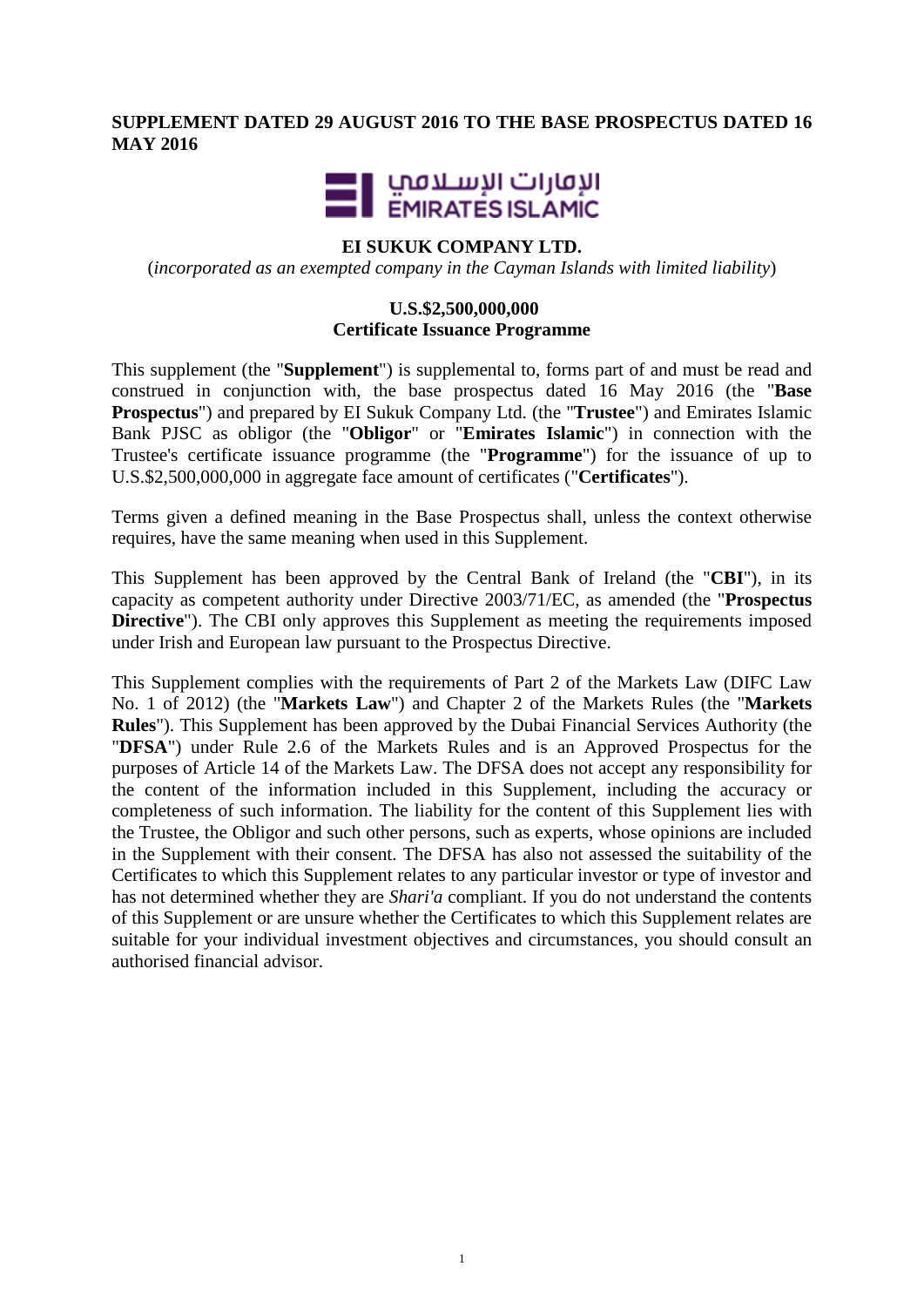**SUPPLEMENT DATED 29 AUGUST 2016 TO THE BASE PROSPECTUS DATED 16 MAY 2016**

الإمارات الإسلامي
EMIRATES ISLAMIC

**EI SUKUK COMPANY LTD.**

(*incorporated as an exempted company in the Cayman Islands with limited liability*)

**U.S.$2,500,000,000**
**Certificate Issuance Programme**

This supplement (the "**Supplement**") is supplemental to, forms part of and must be read and construed in conjunction with, the base prospectus dated 16 May 2016 (the "**Base Prospectus**") and prepared by EI Sukuk Company Ltd. (the "**Trustee**") and Emirates Islamic Bank PJSC as obligor (the "**Obligor**" or "**Emirates Islamic**") in connection with the Trustee's certificate issuance programme (the "**Programme**") for the issuance of up to U.S.$2,500,000,000 in aggregate face amount of certificates ("**Certificates**").

Terms given a defined meaning in the Base Prospectus shall, unless the context otherwise requires, have the same meaning when used in this Supplement.

This Supplement has been approved by the Central Bank of Ireland (the "**CBI**"), in its capacity as competent authority under Directive 2003/71/EC, as amended (the "**Prospectus Directive**"). The CBI only approves this Supplement as meeting the requirements imposed under Irish and European law pursuant to the Prospectus Directive.

This Supplement complies with the requirements of Part 2 of the Markets Law (DIFC Law No. 1 of 2012) (the "**Markets Law**") and Chapter 2 of the Markets Rules (the "**Markets Rules**"). This Supplement has been approved by the Dubai Financial Services Authority (the "**DFSA**") under Rule 2.6 of the Markets Rules and is an Approved Prospectus for the purposes of Article 14 of the Markets Law. The DFSA does not accept any responsibility for the content of the information included in this Supplement, including the accuracy or completeness of such information. The liability for the content of this Supplement lies with the Trustee, the Obligor and such other persons, such as experts, whose opinions are included in the Supplement with their consent. The DFSA has also not assessed the suitability of the Certificates to which this Supplement relates to any particular investor or type of investor and has not determined whether they are *Shari'a* compliant. If you do not understand the contents of this Supplement or are unsure whether the Certificates to which this Supplement relates are suitable for your individual investment objectives and circumstances, you should consult an authorised financial advisor.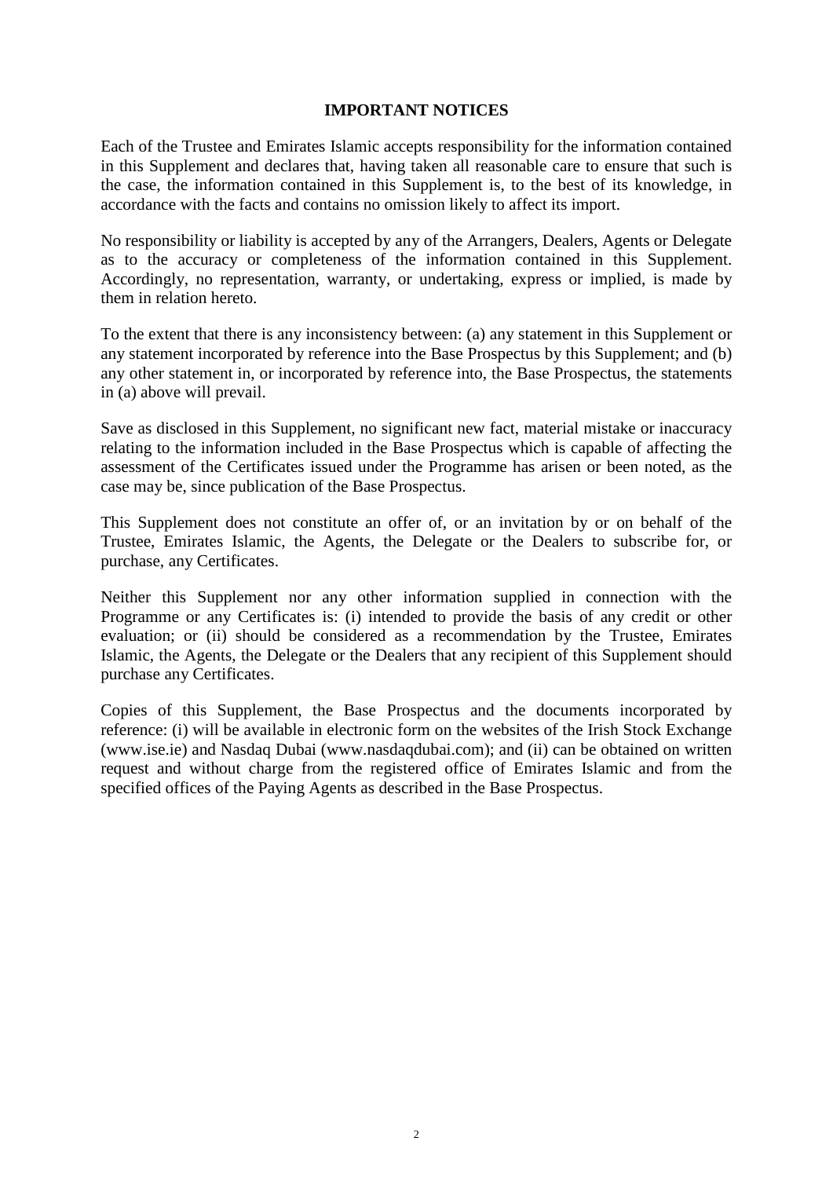## IMPORTANT NOTICES

Each of the Trustee and Emirates Islamic accepts responsibility for the information contained in this Supplement and declares that, having taken all reasonable care to ensure that such is the case, the information contained in this Supplement is, to the best of its knowledge, in accordance with the facts and contains no omission likely to affect its import.

No responsibility or liability is accepted by any of the Arrangers, Dealers, Agents or Delegate as to the accuracy or completeness of the information contained in this Supplement. Accordingly, no representation, warranty, or undertaking, express or implied, is made by them in relation hereto.

To the extent that there is any inconsistency between: (a) any statement in this Supplement or any statement incorporated by reference into the Base Prospectus by this Supplement; and (b) any other statement in, or incorporated by reference into, the Base Prospectus, the statements in (a) above will prevail.

Save as disclosed in this Supplement, no significant new fact, material mistake or inaccuracy relating to the information included in the Base Prospectus which is capable of affecting the assessment of the Certificates issued under the Programme has arisen or been noted, as the case may be, since publication of the Base Prospectus.

This Supplement does not constitute an offer of, or an invitation by or on behalf of the Trustee, Emirates Islamic, the Agents, the Delegate or the Dealers to subscribe for, or purchase, any Certificates.

Neither this Supplement nor any other information supplied in connection with the Programme or any Certificates is: (i) intended to provide the basis of any credit or other evaluation; or (ii) should be considered as a recommendation by the Trustee, Emirates Islamic, the Agents, the Delegate or the Dealers that any recipient of this Supplement should purchase any Certificates.

Copies of this Supplement, the Base Prospectus and the documents incorporated by reference: (i) will be available in electronic form on the websites of the Irish Stock Exchange (www.ise.ie) and Nasdaq Dubai (www.nasdaqdubai.com); and (ii) can be obtained on written request and without charge from the registered office of Emirates Islamic and from the specified offices of the Paying Agents as described in the Base Prospectus.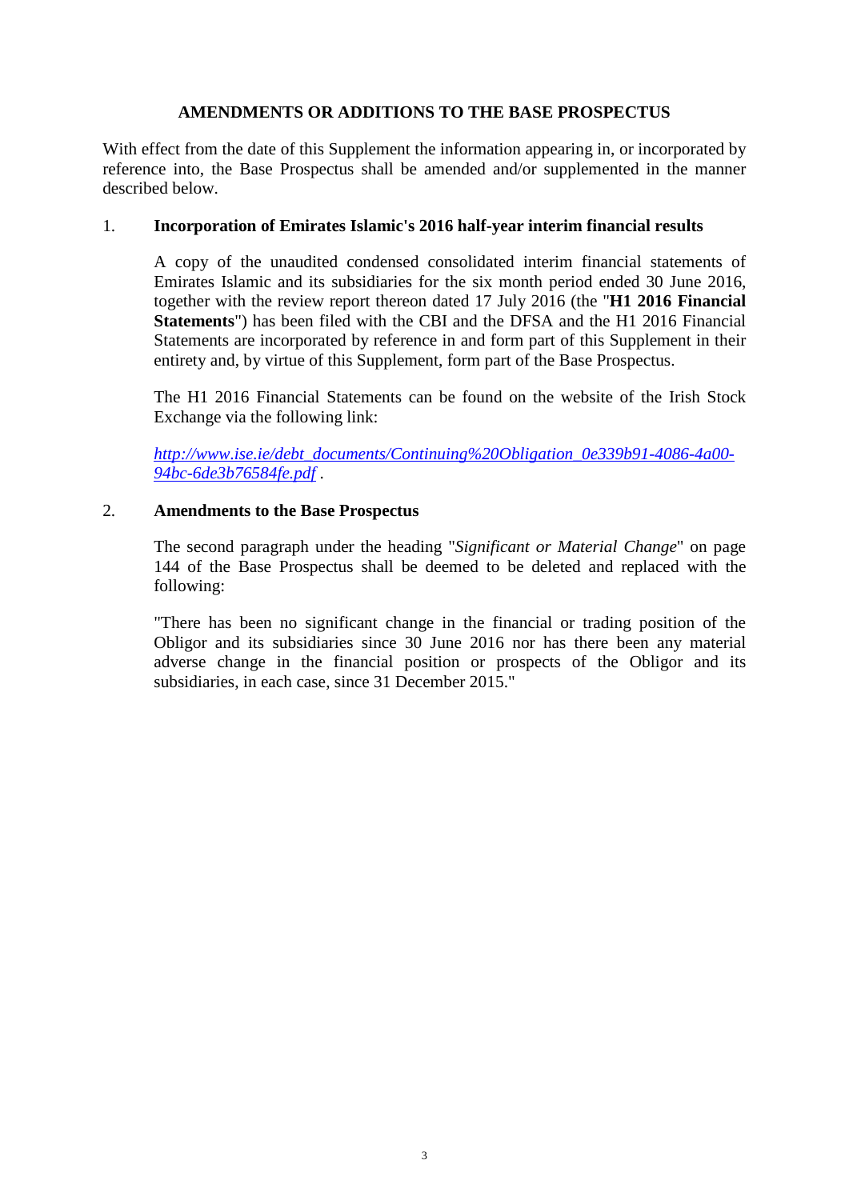## AMENDMENTS OR ADDITIONS TO THE BASE PROSPECTUS

With effect from the date of this Supplement the information appearing in, or incorporated by reference into, the Base Prospectus shall be amended and/or supplemented in the manner described below.

### 1. Incorporation of Emirates Islamic's 2016 half-year interim financial results

A copy of the unaudited condensed consolidated interim financial statements of Emirates Islamic and its subsidiaries for the six month period ended 30 June 2016, together with the review report thereon dated 17 July 2016 (the "**H1 2016 Financial Statements**") has been filed with the CBI and the DFSA and the H1 2016 Financial Statements are incorporated by reference in and form part of this Supplement in their entirety and, by virtue of this Supplement, form part of the Base Prospectus.

The H1 2016 Financial Statements can be found on the website of the Irish Stock Exchange via the following link:

*http://www.ise.ie/debt_documents/Continuing%20Obligation_0e339b91-4086-4a00-94bc-6de3b76584fe.pdf* .

### 2. Amendments to the Base Prospectus

The second paragraph under the heading "*Significant or Material Change*" on page 144 of the Base Prospectus shall be deemed to be deleted and replaced with the following:

"There has been no significant change in the financial or trading position of the Obligor and its subsidiaries since 30 June 2016 nor has there been any material adverse change in the financial position or prospects of the Obligor and its subsidiaries, in each case, since 31 December 2015."